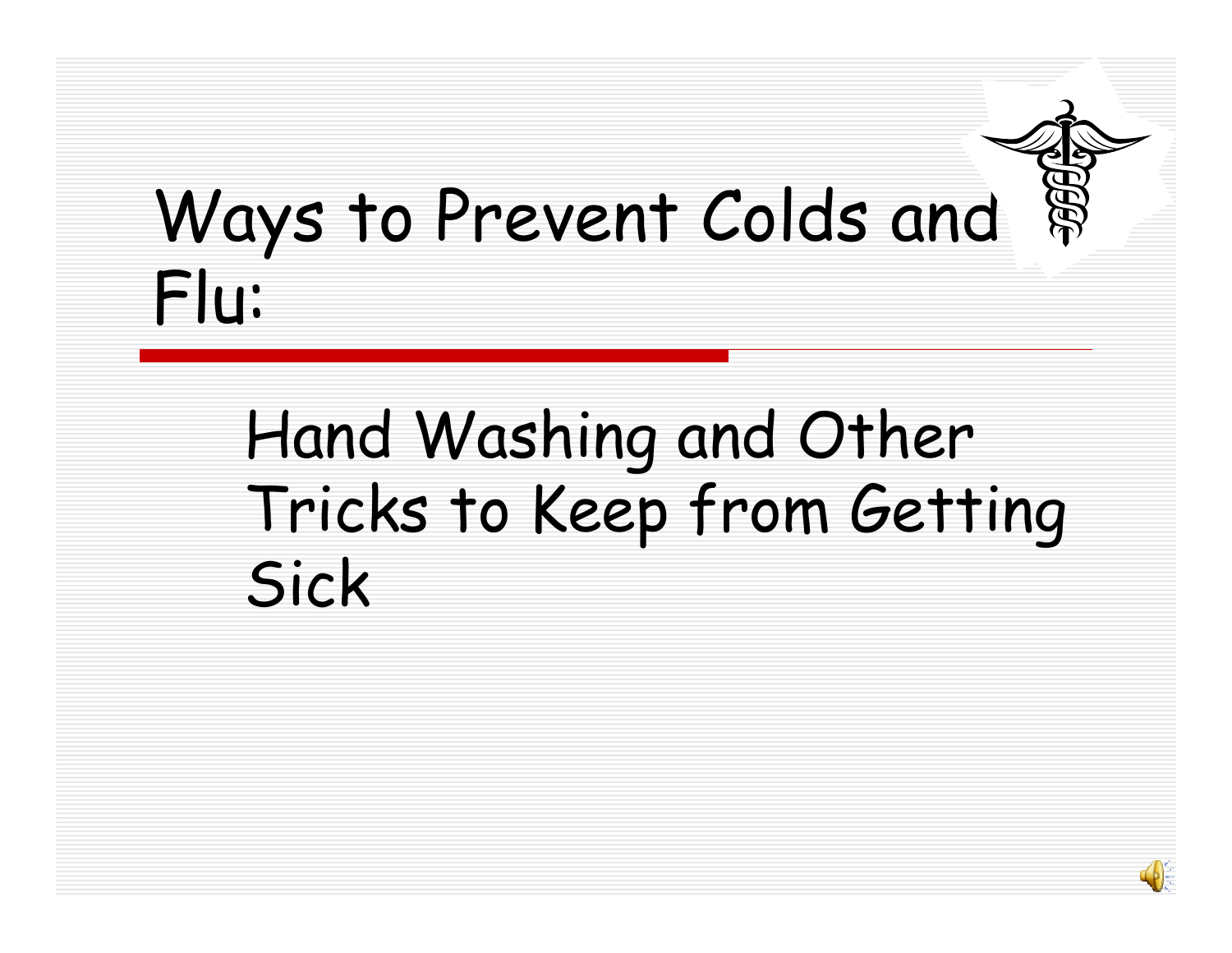# Ways to Prevent Colds and Flu:

## Hand Washing and Other Tricks to Keep from Getting Sick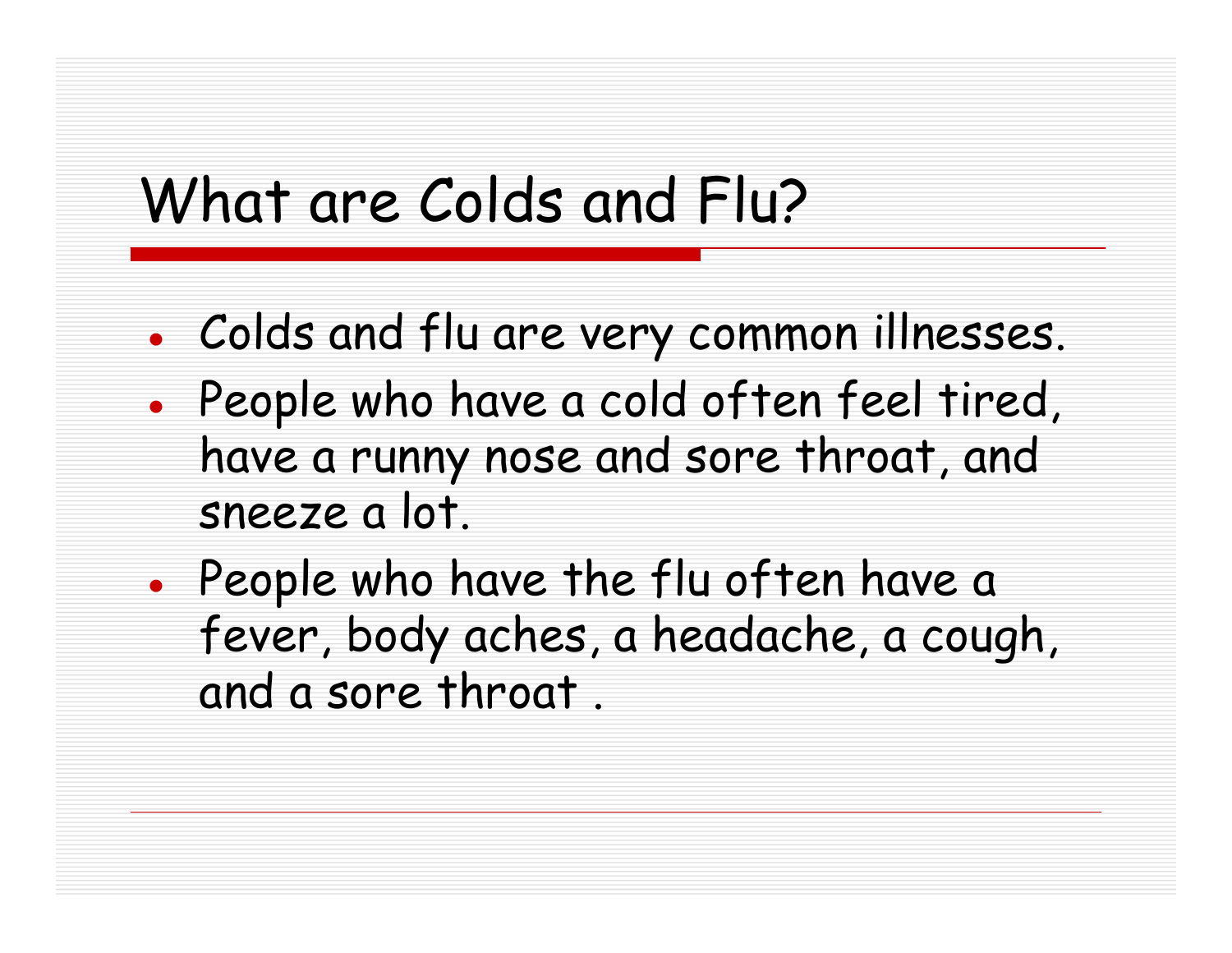# What are Colds and Flu?

- Colds and flu are very common illnesses.
- People who have a cold often feel tired, have a runny nose and sore throat, and sneeze a lot.
- People who have the flu often have a fever, body aches, a headache, a cough, and a sore throat .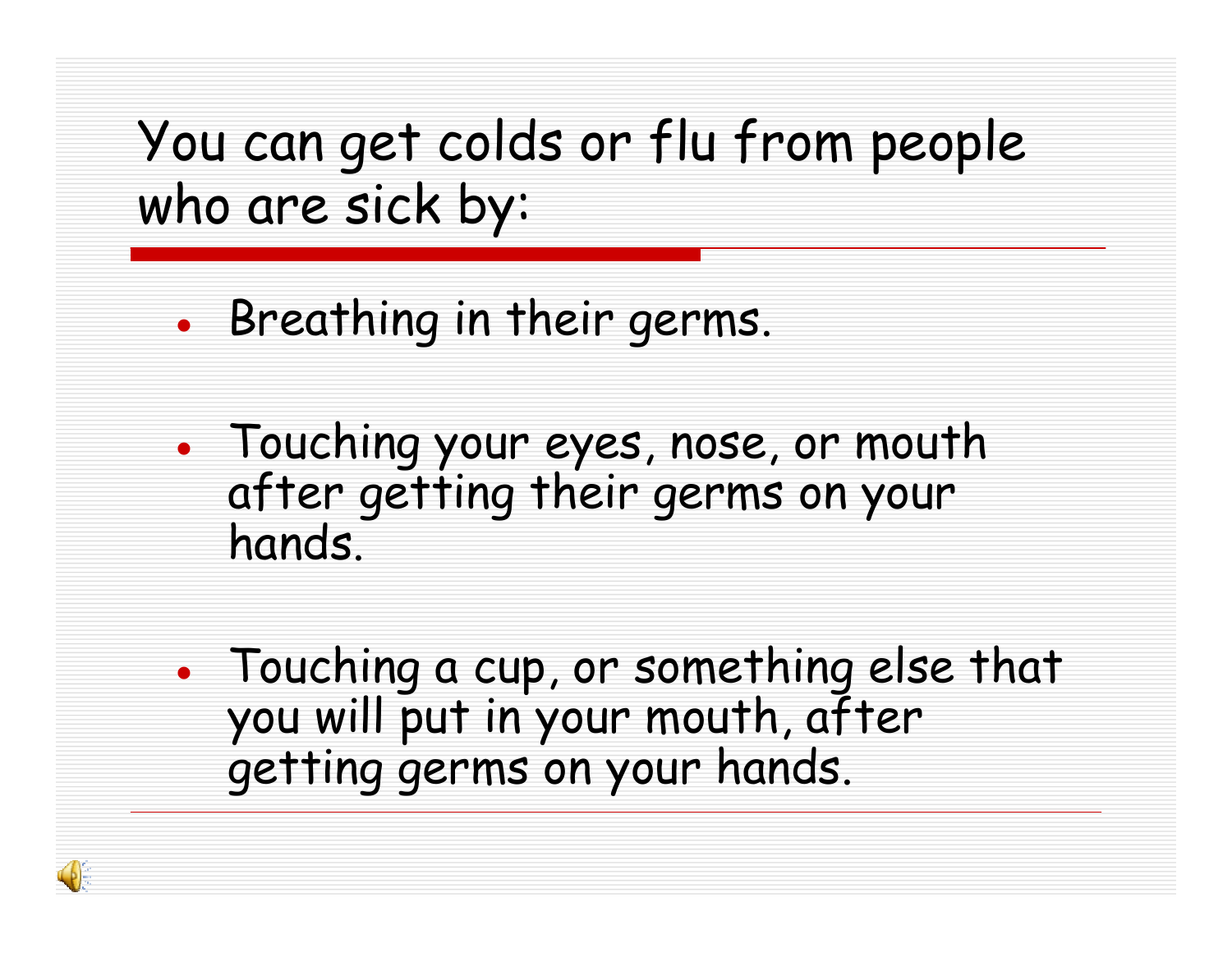# You can get colds or flu from people who are sick by:

- Breathing in their germs.

- Touching your eyes, nose, or mouth after getting their germs on your hands.

- Touching a cup, or something else that you will put in your mouth, after getting germs on your hands.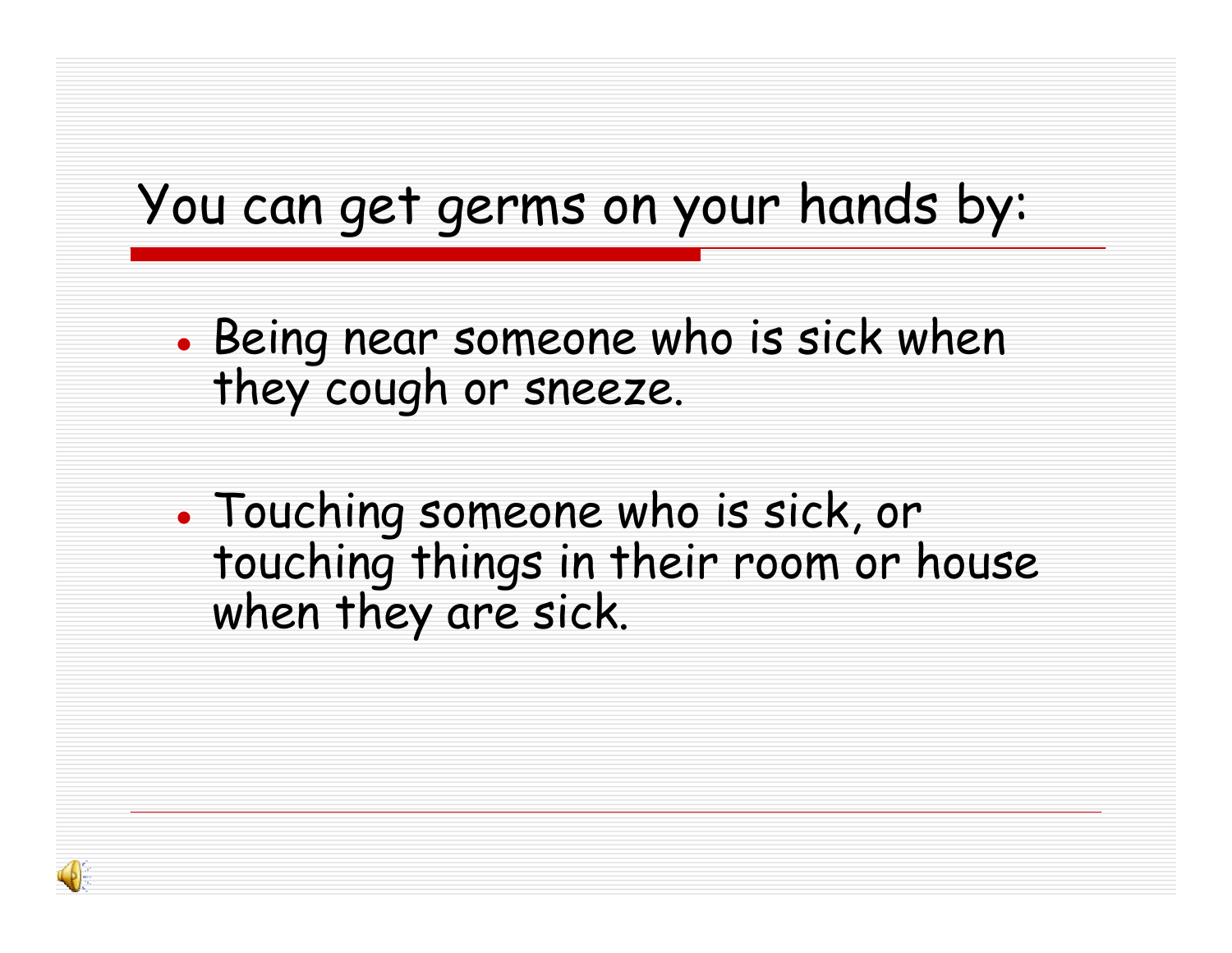# You can get germs on your hands by:

- Being near someone who is sick when they cough or sneeze.
- Touching someone who is sick, or touching things in their room or house when they are sick.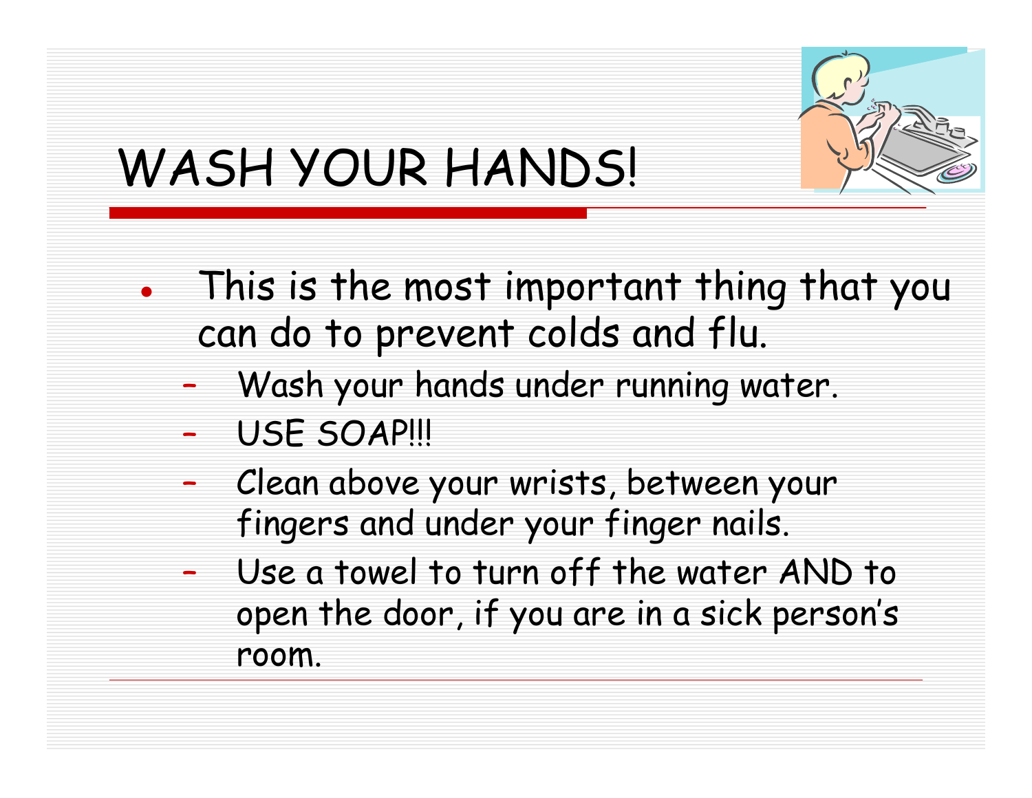# WASH YOUR HANDS!

- This is the most important thing that you can do to prevent colds and flu.
  - Wash your hands under running water.
  - USE SOAP!!!
  - Clean above your wrists, between your fingers and under your finger nails.
  - Use a towel to turn off the water AND to open the door, if you are in a sick person's room.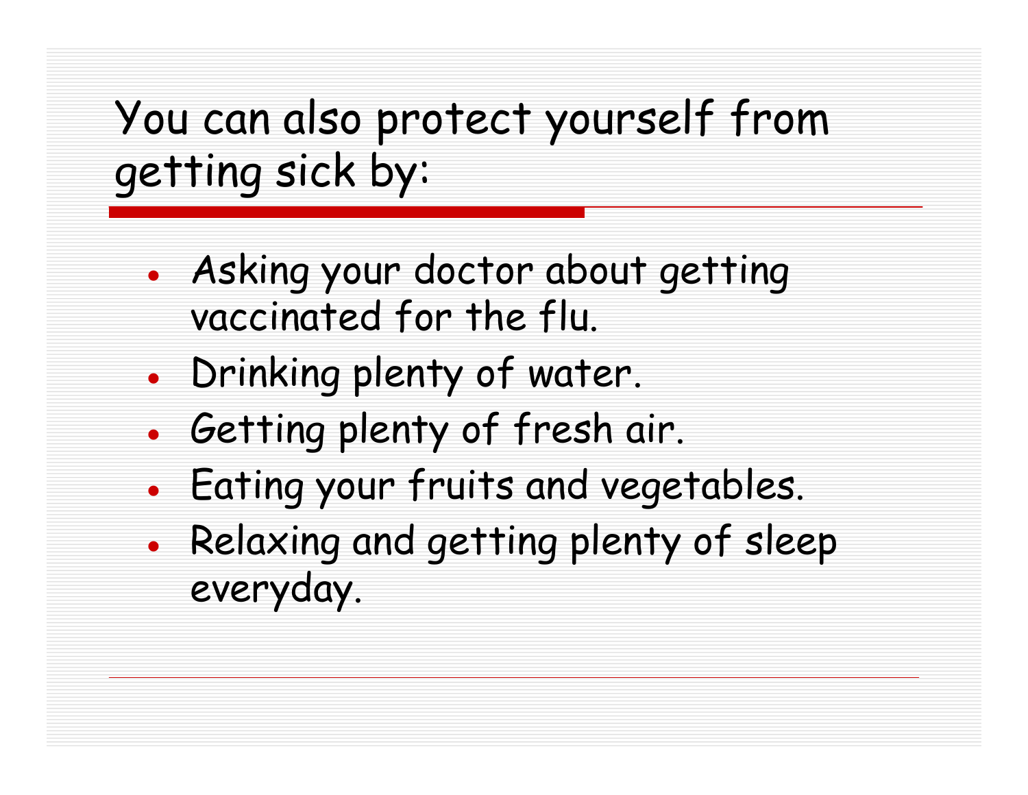# You can also protect yourself from getting sick by:

- Asking your doctor about getting vaccinated for the flu.
- Drinking plenty of water.
- Getting plenty of fresh air.
- Eating your fruits and vegetables.
- Relaxing and getting plenty of sleep everyday.